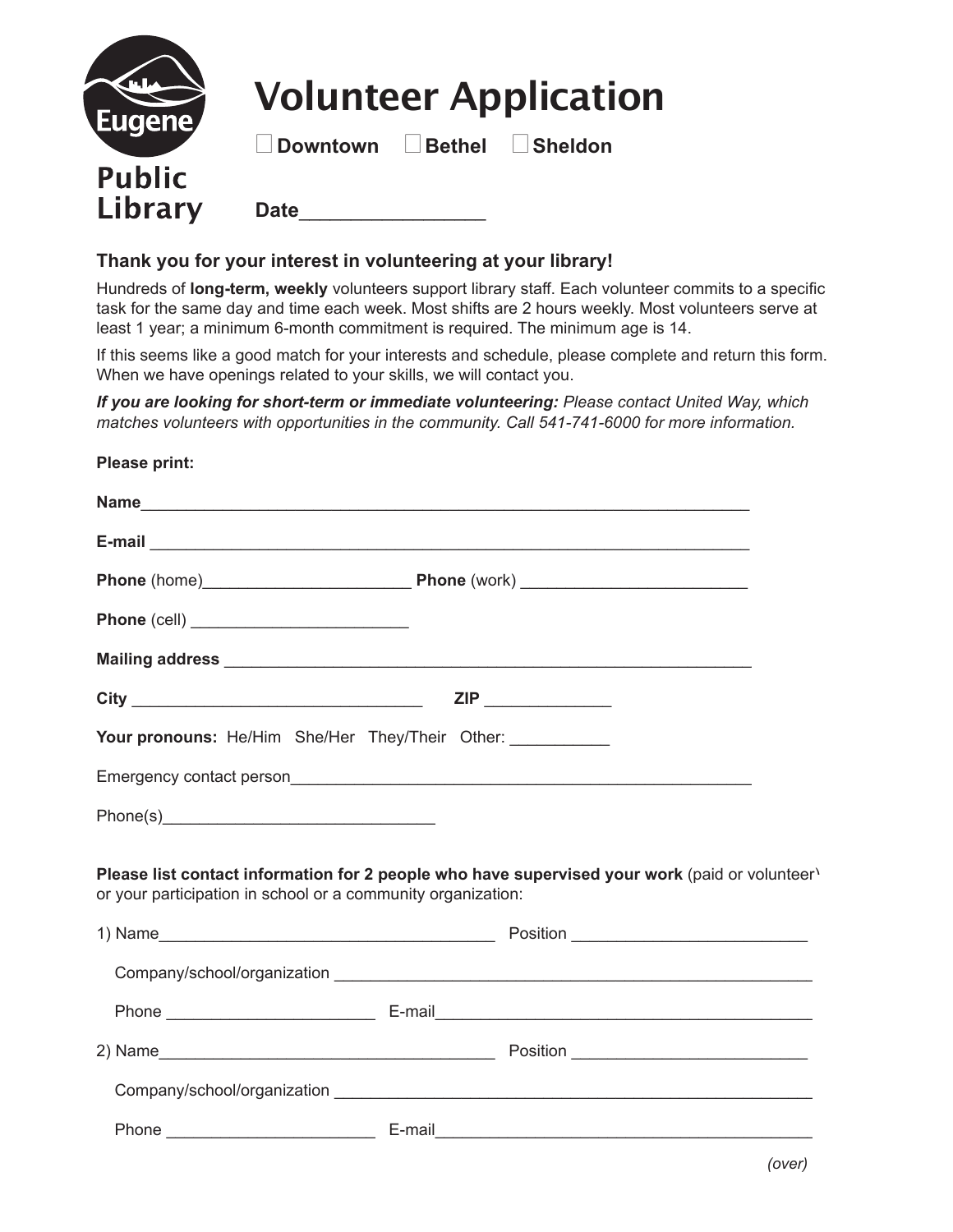Eugene Public Library

# Volunteer Application

☐ **Downtown** ☐ **Bethel** ☐ **Sheldon**

**Date**__________________

### Thank you for your interest in volunteering at your library!

Hundreds of **long-term, weekly** volunteers support library staff. Each volunteer commits to a specific task for the same day and time each week. Most shifts are 2 hours weekly. Most volunteers serve at least 1 year; a minimum 6-month commitment is required. The minimum age is 14.

If this seems like a good match for your interests and schedule, please complete and return this form. When we have openings related to your skills, we will contact you.

***If you are looking for short-term or immediate volunteering:*** *Please contact United Way, which matches volunteers with opportunities in the community. Call 541-741-6000 for more information.*

**Please print:**

**Name**______________________________________________________________________

**E-mail** _____________________________________________________________________

**Phone** (home)_______________________ **Phone** (work) _________________________

**Phone** (cell) ________________________

**Mailing address** ______________________________________________________________

**City** ________________________________ **ZIP** ______________

**Your pronouns:** He/Him She/Her They/Their Other: ___________

Emergency contact person____________________________________________________

Phone(s)______________________________

**Please list contact information for 2 people who have supervised your work** (paid or volunteer) or your participation in school or a community organization:

1) Name______________________________________ Position _________________________

Company/school/organization ______________________________________________________

Phone _______________________ E-mail_________________________________________

2) Name______________________________________ Position _________________________

Company/school/organization ______________________________________________________

Phone _______________________ E-mail_________________________________________

*(over)*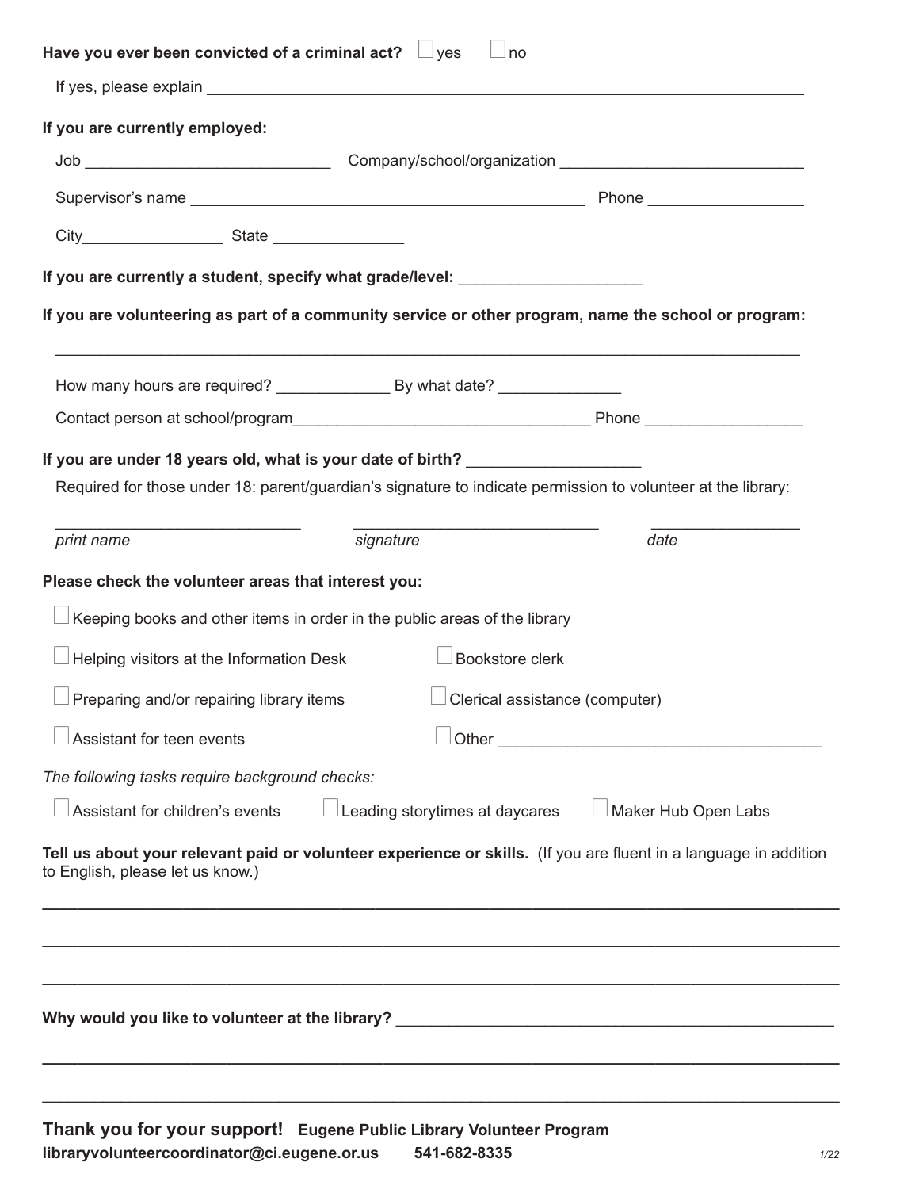**Have you ever been convicted of a criminal act?** ☐ yes ☐ no

If yes, please explain ___________________________________________________________________

**If you are currently employed:**

Job ____________________________ Company/school/organization ____________________________

Supervisor's name _____________________________________________ Phone __________________

City________________ State _______________

**If you are currently a student, specify what grade/level:** _____________________

**If you are volunteering as part of a community service or other program, name the school or program:**

_____________________________________________________________________________________

How many hours are required? _____________ By what date? ______________

Contact person at school/program__________________________________ Phone __________________

**If you are under 18 years old, what is your date of birth?** ____________________

Required for those under 18: parent/guardian's signature to indicate permission to volunteer at the library:

____________________________ ____________________________ _________________

*print name* *signature* *date*

**Please check the volunteer areas that interest you:**

☐ Keeping books and other items in order in the public areas of the library

☐ Helping visitors at the Information Desk

☐ Bookstore clerk

☐ Preparing and/or repairing library items

☐ Clerical assistance (computer)

☐ Assistant for teen events

☐ Other ____________________________________

*The following tasks require background checks:*

☐ Assistant for children's events

☐ Leading storytimes at daycares

☐ Maker Hub Open Labs

**Tell us about your relevant paid or volunteer experience or skills.** (If you are fluent in a language in addition to English, please let us know.)

_____________________________________________________________________________________

_____________________________________________________________________________________

_____________________________________________________________________________________

**Why would you like to volunteer at the library?** ___________________________________________________

_____________________________________________________________________________________

_____________________________________________________________________________________

**Thank you for your support! Eugene Public Library Volunteer Program**

**libraryvolunteercoordinator@ci.eugene.or.us 541-682-8335**

*1/22*